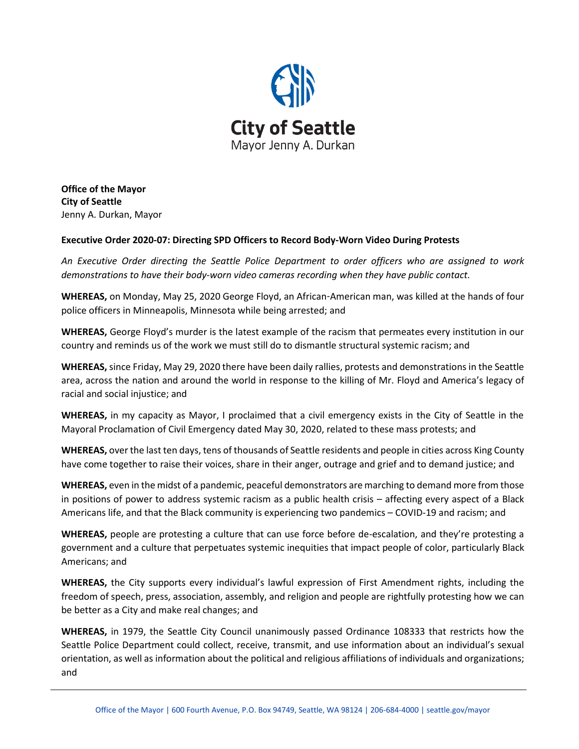**City of Seattle**
Mayor Jenny A. Durkan

**Office of the Mayor**
**City of Seattle**
Jenny A. Durkan, Mayor

**Executive Order 2020-07: Directing SPD Officers to Record Body-Worn Video During Protests**

*An Executive Order directing the Seattle Police Department to order officers who are assigned to work demonstrations to have their body-worn video cameras recording when they have public contact.*

**WHEREAS,** on Monday, May 25, 2020 George Floyd, an African-American man, was killed at the hands of four police officers in Minneapolis, Minnesota while being arrested; and

**WHEREAS,** George Floyd's murder is the latest example of the racism that permeates every institution in our country and reminds us of the work we must still do to dismantle structural systemic racism; and

**WHEREAS,** since Friday, May 29, 2020 there have been daily rallies, protests and demonstrations in the Seattle area, across the nation and around the world in response to the killing of Mr. Floyd and America's legacy of racial and social injustice; and

**WHEREAS,** in my capacity as Mayor, I proclaimed that a civil emergency exists in the City of Seattle in the Mayoral Proclamation of Civil Emergency dated May 30, 2020, related to these mass protests; and

**WHEREAS,** over the last ten days, tens of thousands of Seattle residents and people in cities across King County have come together to raise their voices, share in their anger, outrage and grief and to demand justice; and

**WHEREAS,** even in the midst of a pandemic, peaceful demonstrators are marching to demand more from those in positions of power to address systemic racism as a public health crisis – affecting every aspect of a Black Americans life, and that the Black community is experiencing two pandemics – COVID-19 and racism; and

**WHEREAS,** people are protesting a culture that can use force before de-escalation, and they're protesting a government and a culture that perpetuates systemic inequities that impact people of color, particularly Black Americans; and

**WHEREAS,** the City supports every individual's lawful expression of First Amendment rights, including the freedom of speech, press, association, assembly, and religion and people are rightfully protesting how we can be better as a City and make real changes; and

**WHEREAS,** in 1979, the Seattle City Council unanimously passed Ordinance 108333 that restricts how the Seattle Police Department could collect, receive, transmit, and use information about an individual's sexual orientation, as well as information about the political and religious affiliations of individuals and organizations; and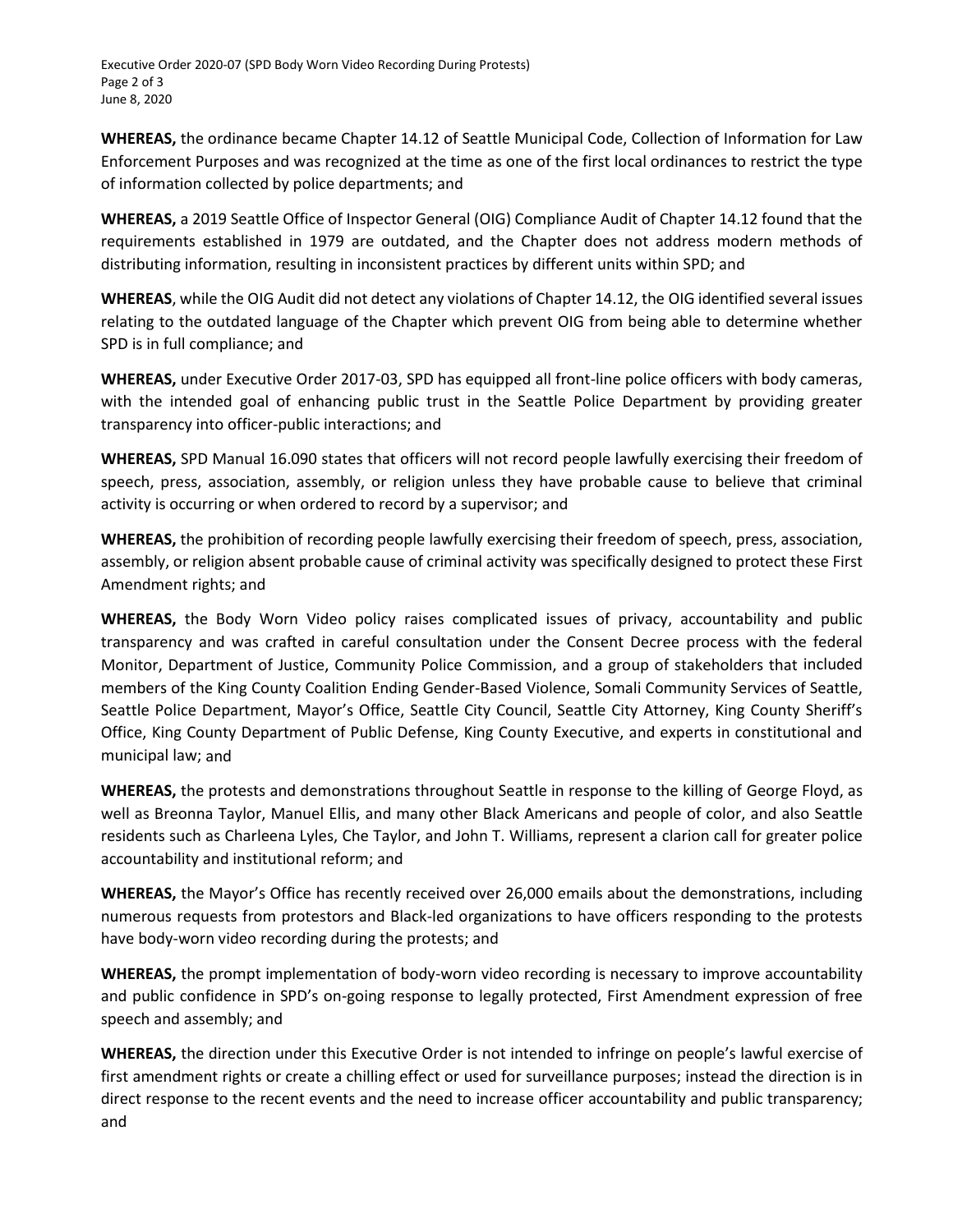**WHEREAS,** the ordinance became Chapter 14.12 of Seattle Municipal Code, Collection of Information for Law Enforcement Purposes and was recognized at the time as one of the first local ordinances to restrict the type of information collected by police departments; and

**WHEREAS,** a 2019 Seattle Office of Inspector General (OIG) Compliance Audit of Chapter 14.12 found that the requirements established in 1979 are outdated, and the Chapter does not address modern methods of distributing information, resulting in inconsistent practices by different units within SPD; and

**WHEREAS**, while the OIG Audit did not detect any violations of Chapter 14.12, the OIG identified several issues relating to the outdated language of the Chapter which prevent OIG from being able to determine whether SPD is in full compliance; and

**WHEREAS,** under Executive Order 2017-03, SPD has equipped all front-line police officers with body cameras, with the intended goal of enhancing public trust in the Seattle Police Department by providing greater transparency into officer-public interactions; and

**WHEREAS,** SPD Manual 16.090 states that officers will not record people lawfully exercising their freedom of speech, press, association, assembly, or religion unless they have probable cause to believe that criminal activity is occurring or when ordered to record by a supervisor; and

**WHEREAS,** the prohibition of recording people lawfully exercising their freedom of speech, press, association, assembly, or religion absent probable cause of criminal activity was specifically designed to protect these First Amendment rights; and

**WHEREAS,** the Body Worn Video policy raises complicated issues of privacy, accountability and public transparency and was crafted in careful consultation under the Consent Decree process with the federal Monitor, Department of Justice, Community Police Commission, and a group of stakeholders that included members of the King County Coalition Ending Gender-Based Violence, Somali Community Services of Seattle, Seattle Police Department, Mayor's Office, Seattle City Council, Seattle City Attorney, King County Sheriff's Office, King County Department of Public Defense, King County Executive, and experts in constitutional and municipal law; and

**WHEREAS,** the protests and demonstrations throughout Seattle in response to the killing of George Floyd, as well as Breonna Taylor, Manuel Ellis, and many other Black Americans and people of color, and also Seattle residents such as Charleena Lyles, Che Taylor, and John T. Williams, represent a clarion call for greater police accountability and institutional reform; and

**WHEREAS,** the Mayor's Office has recently received over 26,000 emails about the demonstrations, including numerous requests from protestors and Black-led organizations to have officers responding to the protests have body-worn video recording during the protests; and

**WHEREAS,** the prompt implementation of body-worn video recording is necessary to improve accountability and public confidence in SPD's on-going response to legally protected, First Amendment expression of free speech and assembly; and

**WHEREAS,** the direction under this Executive Order is not intended to infringe on people's lawful exercise of first amendment rights or create a chilling effect or used for surveillance purposes; instead the direction is in direct response to the recent events and the need to increase officer accountability and public transparency; and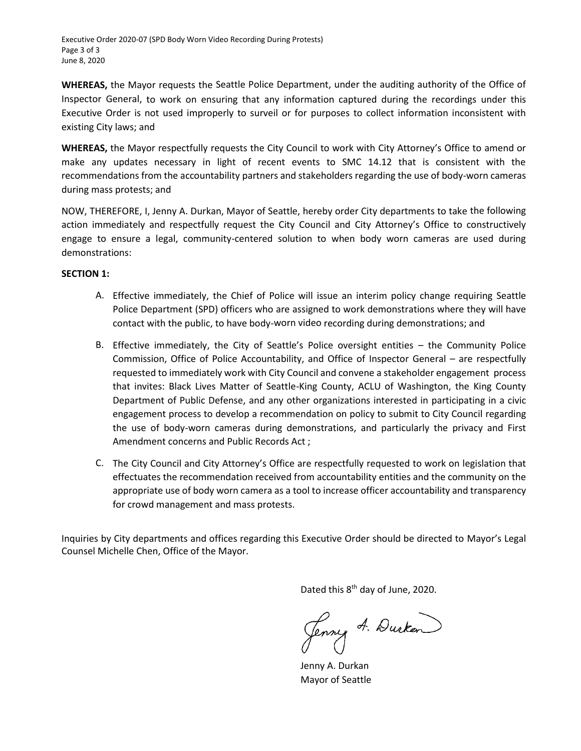**WHEREAS,** the Mayor requests the Seattle Police Department, under the auditing authority of the Office of Inspector General, to work on ensuring that any information captured during the recordings under this Executive Order is not used improperly to surveil or for purposes to collect information inconsistent with existing City laws; and

**WHEREAS,** the Mayor respectfully requests the City Council to work with City Attorney's Office to amend or make any updates necessary in light of recent events to SMC 14.12 that is consistent with the recommendations from the accountability partners and stakeholders regarding the use of body-worn cameras during mass protests; and

NOW, THEREFORE, I, Jenny A. Durkan, Mayor of Seattle, hereby order City departments to take the following action immediately and respectfully request the City Council and City Attorney's Office to constructively engage to ensure a legal, community-centered solution to when body worn cameras are used during demonstrations:

**SECTION 1:**

A. Effective immediately, the Chief of Police will issue an interim policy change requiring Seattle Police Department (SPD) officers who are assigned to work demonstrations where they will have contact with the public, to have body-worn video recording during demonstrations; and

B. Effective immediately, the City of Seattle's Police oversight entities – the Community Police Commission, Office of Police Accountability, and Office of Inspector General – are respectfully requested to immediately work with City Council and convene a stakeholder engagement process that invites: Black Lives Matter of Seattle-King County, ACLU of Washington, the King County Department of Public Defense, and any other organizations interested in participating in a civic engagement process to develop a recommendation on policy to submit to City Council regarding the use of body-worn cameras during demonstrations, and particularly the privacy and First Amendment concerns and Public Records Act ;

C. The City Council and City Attorney's Office are respectfully requested to work on legislation that effectuates the recommendation received from accountability entities and the community on the appropriate use of body worn camera as a tool to increase officer accountability and transparency for crowd management and mass protests.

Inquiries by City departments and offices regarding this Executive Order should be directed to Mayor's Legal Counsel Michelle Chen, Office of the Mayor.

Dated this 8th day of June, 2020.

Jenny A. Durkan

Jenny A. Durkan
Mayor of Seattle